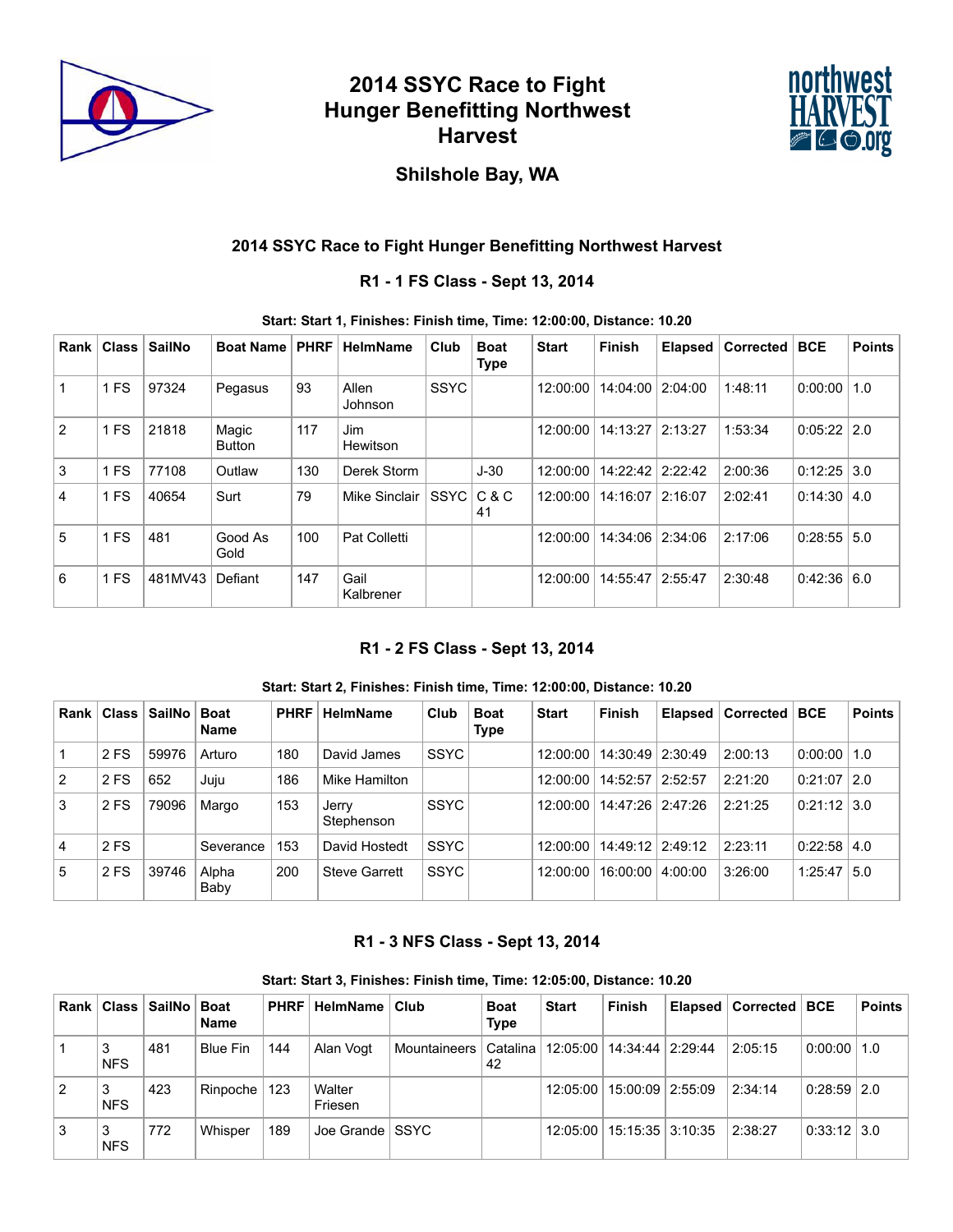# 2014 SSYC Race to Fight Hunger Benefitting Northwest Harvest

## Shilshole Bay, WA

### 2014 SSYC Race to Fight Hunger Benefitting Northwest Harvest

### R1 - 1 FS Class - Sept 13, 2014

**Start: Start 1, Finishes: Finish time, Time: 12:00:00, Distance: 10.20**

| Rank | Class | SailNo | Boat Name | PHRF | HelmName | Club | Boat Type | Start | Finish | Elapsed | Corrected | BCE | Points |
|---|---|---|---|---|---|---|---|---|---|---|---|---|---|
| 1 | 1 FS | 97324 | Pegasus | 93 | Allen Johnson | SSYC | | 12:00:00 | 14:04:00 | 2:04:00 | 1:48:11 | 0:00:00 | 1.0 |
| 2 | 1 FS | 21818 | Magic Button | 117 | Jim Hewitson | | | 12:00:00 | 14:13:27 | 2:13:27 | 1:53:34 | 0:05:22 | 2.0 |
| 3 | 1 FS | 77108 | Outlaw | 130 | Derek Storm | | J-30 | 12:00:00 | 14:22:42 | 2:22:42 | 2:00:36 | 0:12:25 | 3.0 |
| 4 | 1 FS | 40654 | Surt | 79 | Mike Sinclair | SSYC | C & C 41 | 12:00:00 | 14:16:07 | 2:16:07 | 2:02:41 | 0:14:30 | 4.0 |
| 5 | 1 FS | 481 | Good As Gold | 100 | Pat Colletti | | | 12:00:00 | 14:34:06 | 2:34:06 | 2:17:06 | 0:28:55 | 5.0 |
| 6 | 1 FS | 481MV43 | Defiant | 147 | Gail Kalbrener | | | 12:00:00 | 14:55:47 | 2:55:47 | 2:30:48 | 0:42:36 | 6.0 |

### R1 - 2 FS Class - Sept 13, 2014

**Start: Start 2, Finishes: Finish time, Time: 12:00:00, Distance: 10.20**

| Rank | Class | SailNo | Boat Name | PHRF | HelmName | Club | Boat Type | Start | Finish | Elapsed | Corrected | BCE | Points |
|---|---|---|---|---|---|---|---|---|---|---|---|---|---|
| 1 | 2 FS | 59976 | Arturo | 180 | David James | SSYC | | 12:00:00 | 14:30:49 | 2:30:49 | 2:00:13 | 0:00:00 | 1.0 |
| 2 | 2 FS | 652 | Juju | 186 | Mike Hamilton | | | 12:00:00 | 14:52:57 | 2:52:57 | 2:21:20 | 0:21:07 | 2.0 |
| 3 | 2 FS | 79096 | Margo | 153 | Jerry Stephenson | SSYC | | 12:00:00 | 14:47:26 | 2:47:26 | 2:21:25 | 0:21:12 | 3.0 |
| 4 | 2 FS | | Severance | 153 | David Hostedt | SSYC | | 12:00:00 | 14:49:12 | 2:49:12 | 2:23:11 | 0:22:58 | 4.0 |
| 5 | 2 FS | 39746 | Alpha Baby | 200 | Steve Garrett | SSYC | | 12:00:00 | 16:00:00 | 4:00:00 | 3:26:00 | 1:25:47 | 5.0 |

### R1 - 3 NFS Class - Sept 13, 2014

**Start: Start 3, Finishes: Finish time, Time: 12:05:00, Distance: 10.20**

| Rank | Class | SailNo | Boat Name | PHRF | HelmName | Club | Boat Type | Start | Finish | Elapsed | Corrected | BCE | Points |
|---|---|---|---|---|---|---|---|---|---|---|---|---|---|
| 1 | 3 NFS | 481 | Blue Fin | 144 | Alan Vogt | Mountaineers | Catalina 42 | 12:05:00 | 14:34:44 | 2:29:44 | 2:05:15 | 0:00:00 | 1.0 |
| 2 | 3 NFS | 423 | Rinpoche | 123 | Walter Friesen | | | 12:05:00 | 15:00:09 | 2:55:09 | 2:34:14 | 0:28:59 | 2.0 |
| 3 | 3 NFS | 772 | Whisper | 189 | Joe Grande | SSYC | | 12:05:00 | 15:15:35 | 3:10:35 | 2:38:27 | 0:33:12 | 3.0 |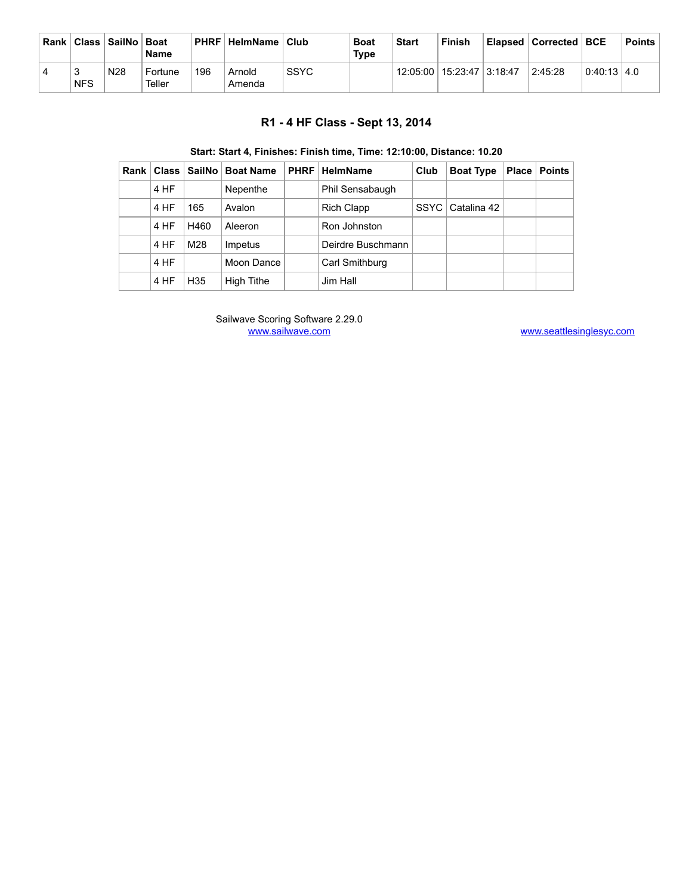| Rank | Class | SailNo | Boat Name | PHRF | HelmName | Club | Boat Type | Start | Finish | Elapsed | Corrected | BCE | Points |
|---|---|---|---|---|---|---|---|---|---|---|---|---|---|
| 4 | 3 NFS | N28 | Fortune Teller | 196 | Arnold Amenda | SSYC | | 12:05:00 | 15:23:47 | 3:18:47 | 2:45:28 | 0:40:13 | 4.0 |

## R1 - 4 HF Class - Sept 13, 2014

**Start: Start 4, Finishes: Finish time, Time: 12:10:00, Distance: 10.20**

| Rank | Class | SailNo | Boat Name | PHRF | HelmName | Club | Boat Type | Place | Points |
|---|---|---|---|---|---|---|---|---|---|
| | 4 HF | | Nepenthe | | Phil Sensabaugh | | | | |
| | 4 HF | 165 | Avalon | | Rich Clapp | SSYC | Catalina 42 | | |
| | 4 HF | H460 | Aleeron | | Ron Johnston | | | | |
| | 4 HF | M28 | Impetus | | Deirdre Buschmann | | | | |
| | 4 HF | | Moon Dance | | Carl Smithburg | | | | |
| | 4 HF | H35 | High Tithe | | Jim Hall | | | | |

Sailwave Scoring Software 2.29.0
www.sailwave.com

www.seattlesinglesyc.com